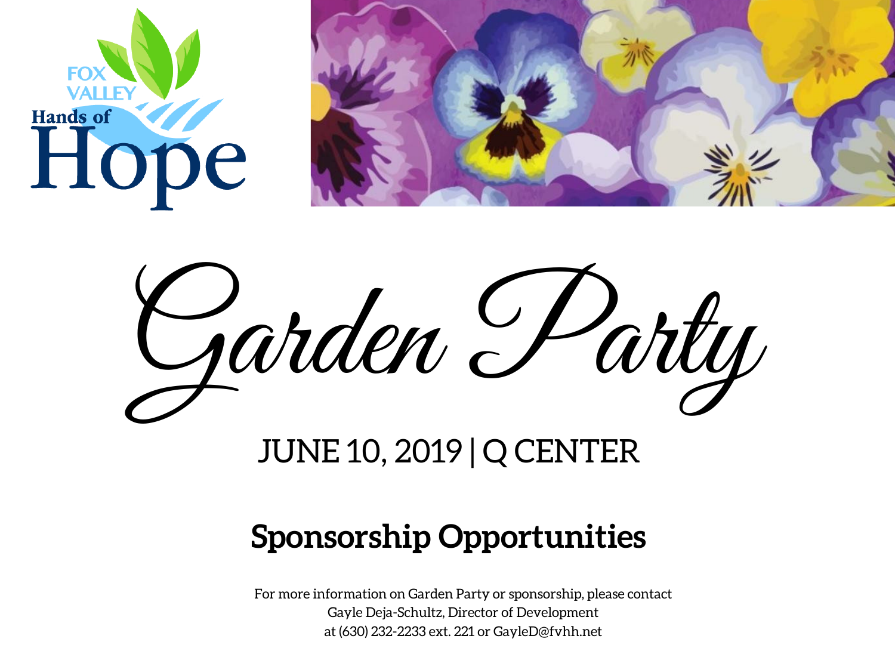FOX VALLEY Hands of Hope

# Garden Party

## JUNE 10, 2019 | Q CENTER

## Sponsorship Opportunities

For more information on Garden Party or sponsorship, please contact
Gayle Deja-Schultz, Director of Development
at (630) 232-2233 ext. 221 or GayleD@fvhh.net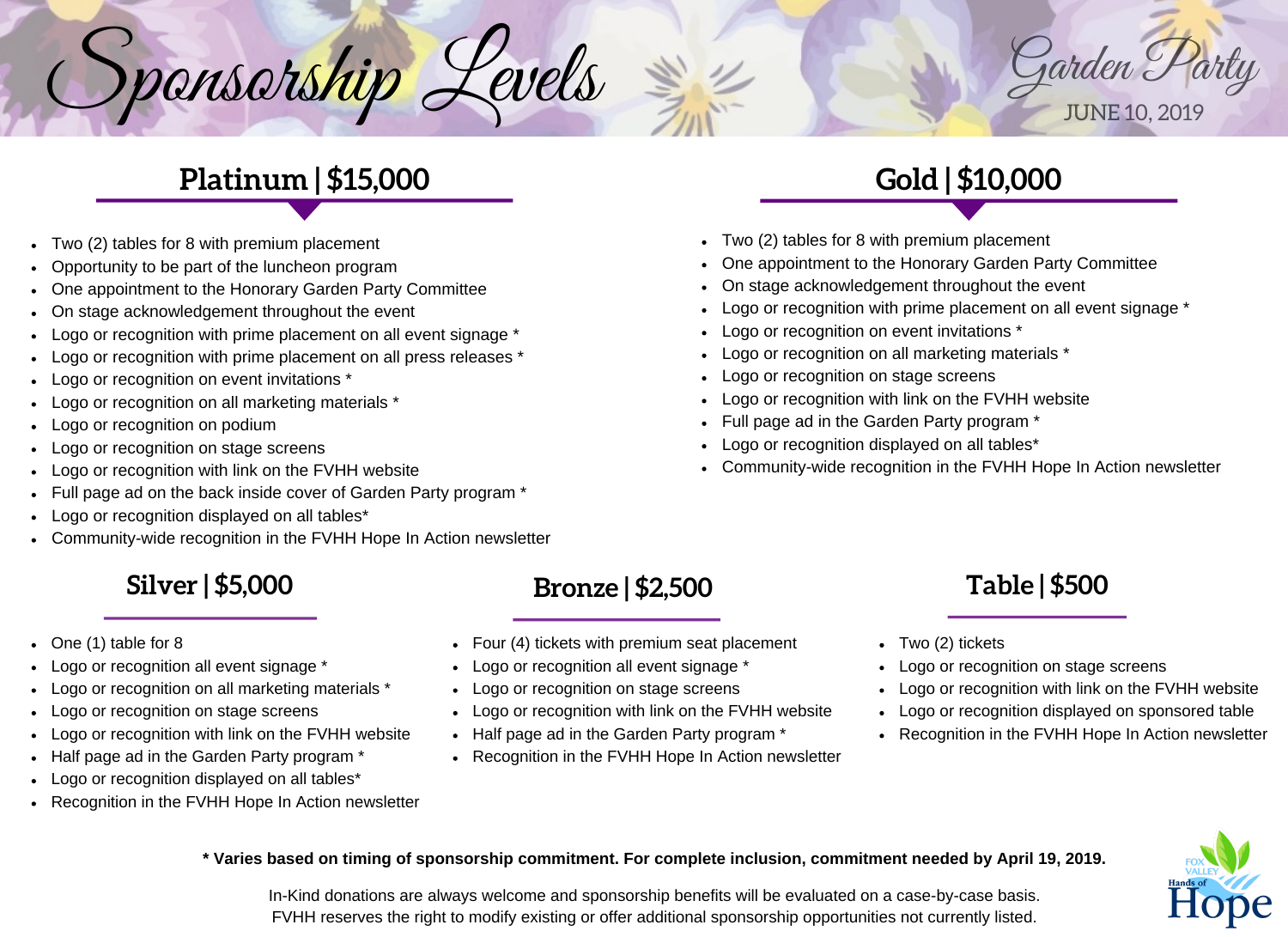# Sponsorship Levels

Garden Party
JUNE 10, 2019

## Platinum | $15,000

- Two (2) tables for 8 with premium placement
- Opportunity to be part of the luncheon program
- One appointment to the Honorary Garden Party Committee
- On stage acknowledgement throughout the event
- Logo or recognition with prime placement on all event signage *
- Logo or recognition with prime placement on all press releases *
- Logo or recognition on event invitations *
- Logo or recognition on all marketing materials *
- Logo or recognition on podium
- Logo or recognition on stage screens
- Logo or recognition with link on the FVHH website
- Full page ad on the back inside cover of Garden Party program *
- Logo or recognition displayed on all tables*
- Community-wide recognition in the FVHH Hope In Action newsletter

## Gold | $10,000

- Two (2) tables for 8 with premium placement
- One appointment to the Honorary Garden Party Committee
- On stage acknowledgement throughout the event
- Logo or recognition with prime placement on all event signage *
- Logo or recognition on event invitations *
- Logo or recognition on all marketing materials *
- Logo or recognition on stage screens
- Logo or recognition with link on the FVHH website
- Full page ad in the Garden Party program *
- Logo or recognition displayed on all tables*
- Community-wide recognition in the FVHH Hope In Action newsletter

## Silver | $5,000

- One (1) table for 8
- Logo or recognition all event signage *
- Logo or recognition on all marketing materials *
- Logo or recognition on stage screens
- Logo or recognition with link on the FVHH website
- Half page ad in the Garden Party program *
- Logo or recognition displayed on all tables*
- Recognition in the FVHH Hope In Action newsletter

## Bronze | $2,500

- Four (4) tickets with premium seat placement
- Logo or recognition all event signage *
- Logo or recognition on stage screens
- Logo or recognition with link on the FVHH website
- Half page ad in the Garden Party program *
- Recognition in the FVHH Hope In Action newsletter

## Table | $500

- Two (2) tickets
- Logo or recognition on stage screens
- Logo or recognition with link on the FVHH website
- Logo or recognition displayed on sponsored table
- Recognition in the FVHH Hope In Action newsletter

**\* Varies based on timing of sponsorship commitment. For complete inclusion, commitment needed by April 19, 2019.**

In-Kind donations are always welcome and sponsorship benefits will be evaluated on a case-by-case basis.
FVHH reserves the right to modify existing or offer additional sponsorship opportunities not currently listed.

Fox Valley Hands of Hope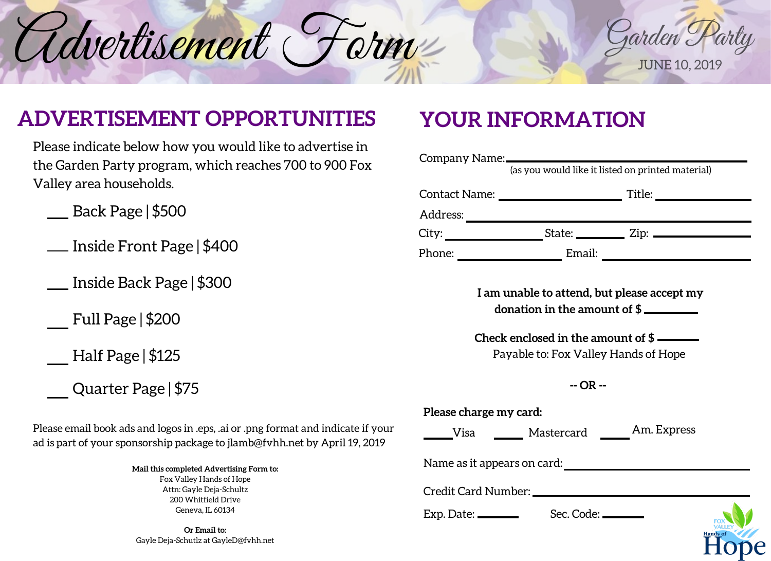# Advertisement Form

Garden Party
JUNE 10, 2019

## ADVERTISEMENT OPPORTUNITIES

Please indicate below how you would like to advertise in the Garden Party program, which reaches 700 to 900 Fox Valley area households.

- ___ Back Page | $500
- ___ Inside Front Page | $400
- ___ Inside Back Page | $300
- ___ Full Page | $200
- ___ Half Page | $125
- ___ Quarter Page | $75

Please email book ads and logos in .eps, .ai or .png format and indicate if your ad is part of your sponsorship package to jlamb@fvhh.net by April 19, 2019

**Mail this completed Advertising Form to:**
Fox Valley Hands of Hope
Attn: Gayle Deja-Schultz
200 Whitfield Drive
Geneva, IL 60134

**Or Email to:**
Gayle Deja-Schutlz at GayleD@fvhh.net

## YOUR INFORMATION

Company Name: ______________________________
(as you would like it listed on printed material)

Contact Name: ____________________ Title: ____________________

Address: ______________________________

City: ______________ State: ________ Zip: ______________

Phone: ______________ Email: ______________

**I am unable to attend, but please accept my donation in the amount of $ ________**

**Check enclosed in the amount of $ ________**
Payable to: Fox Valley Hands of Hope

**-- OR --**

**Please charge my card:**

____ Visa ____ Mastercard ____ Am. Express

Name as it appears on card: ______________________________

Credit Card Number: ______________________________

Exp. Date: ________ Sec. Code: ________

FOX VALLEY Hands of Hope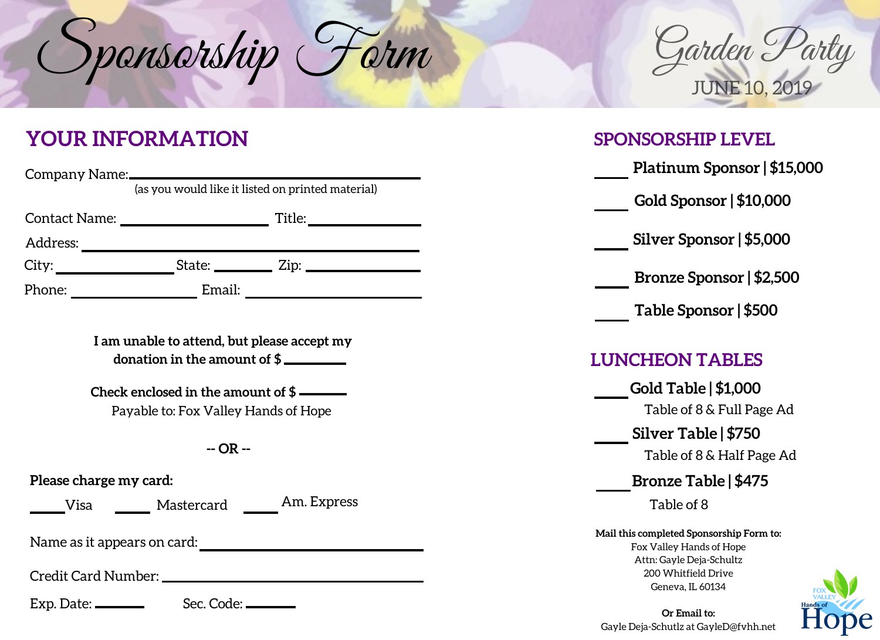# Sponsorship Form

Garden Party
JUNE 10, 2019

## YOUR INFORMATION

Company Name:\_\_\_\_\_\_\_\_\_\_\_\_\_\_\_\_\_\_\_\_\_\_\_\_\_\_\_\_\_\_\_\_\_\_\_\_\_\_\_\_
(as you would like it listed on printed material)

Contact Name: \_\_\_\_\_\_\_\_\_\_\_\_\_\_\_\_\_\_\_\_ Title: \_\_\_\_\_\_\_\_\_\_\_\_\_\_\_\_

Address: \_\_\_\_\_\_\_\_\_\_\_\_\_\_\_\_\_\_\_\_\_\_\_\_\_\_\_\_\_\_\_\_\_\_\_\_\_\_\_\_\_\_\_\_

City: \_\_\_\_\_\_\_\_\_\_\_\_\_\_\_\_ State: \_\_\_\_\_\_\_\_ Zip: \_\_\_\_\_\_\_\_\_\_\_\_\_\_

Phone: \_\_\_\_\_\_\_\_\_\_\_\_\_\_\_\_\_ Email: \_\_\_\_\_\_\_\_\_\_\_\_\_\_\_\_\_\_\_\_\_\_\_

**I am unable to attend, but please accept my donation in the amount of $\_\_\_\_\_\_\_\_**

**Check enclosed in the amount of $ \_\_\_\_\_\_\_**
Payable to: Fox Valley Hands of Hope

**-- OR --**

**Please charge my card:**

\_\_\_\_\_Visa \_\_\_\_\_ Mastercard \_\_\_\_\_ Am. Express

Name as it appears on card: \_\_\_\_\_\_\_\_\_\_\_\_\_\_\_\_\_\_\_\_\_\_\_\_\_\_\_\_\_\_\_

Credit Card Number: \_\_\_\_\_\_\_\_\_\_\_\_\_\_\_\_\_\_\_\_\_\_\_\_\_\_\_\_\_\_\_\_\_\_\_\_

Exp. Date: \_\_\_\_\_\_\_ Sec. Code: \_\_\_\_\_\_\_

## SPONSORSHIP LEVEL

\_\_\_\_ **Platinum Sponsor | $15,000**

\_\_\_\_ **Gold Sponsor | $10,000**

\_\_\_\_ **Silver Sponsor | $5,000**

\_\_\_\_ **Bronze Sponsor | $2,500**

\_\_\_\_ **Table Sponsor | $500**

## LUNCHEON TABLES

\_\_\_\_ **Gold Table | $1,000**
Table of 8 & Full Page Ad

\_\_\_\_ **Silver Table | $750**
Table of 8 & Half Page Ad

\_\_\_\_ **Bronze Table | $475**
Table of 8

**Mail this completed Sponsorship Form to:**
Fox Valley Hands of Hope
Attn: Gayle Deja-Schultz
200 Whitfield Drive
Geneva, IL 60134

**Or Email to:**
Gayle Deja-Schutlz at GayleD@fvhh.net

Fox Valley Hands of Hope